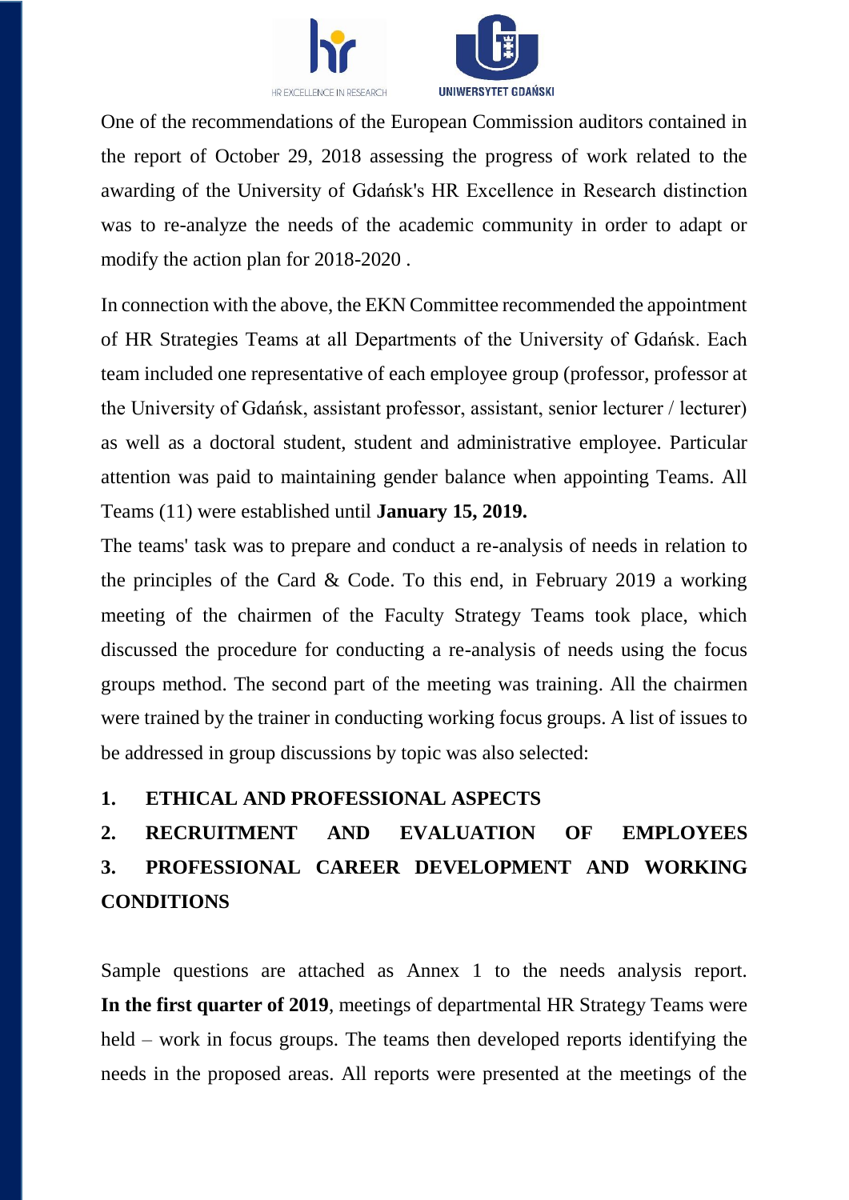One of the recommendations of the European Commission auditors contained in the report of October 29, 2018 assessing the progress of work related to the awarding of the University of Gdańsk's HR Excellence in Research distinction was to re-analyze the needs of the academic community in order to adapt or modify the action plan for 2018-2020 .

In connection with the above, the EKN Committee recommended the appointment of HR Strategies Teams at all Departments of the University of Gdańsk. Each team included one representative of each employee group (professor, professor at the University of Gdańsk, assistant professor, assistant, senior lecturer / lecturer) as well as a doctoral student, student and administrative employee. Particular attention was paid to maintaining gender balance when appointing Teams. All Teams (11) were established until **January 15, 2019.**

The teams' task was to prepare and conduct a re-analysis of needs in relation to the principles of the Card & Code. To this end, in February 2019 a working meeting of the chairmen of the Faculty Strategy Teams took place, which discussed the procedure for conducting a re-analysis of needs using the focus groups method. The second part of the meeting was training. All the chairmen were trained by the trainer in conducting working focus groups. A list of issues to be addressed in group discussions by topic was also selected:

1. **ETHICAL AND PROFESSIONAL ASPECTS**
2. **RECRUITMENT AND EVALUATION OF EMPLOYEES**
3. **PROFESSIONAL CAREER DEVELOPMENT AND WORKING CONDITIONS**

Sample questions are attached as Annex 1 to the needs analysis report. **In the first quarter of 2019**, meetings of departmental HR Strategy Teams were held – work in focus groups. The teams then developed reports identifying the needs in the proposed areas. All reports were presented at the meetings of the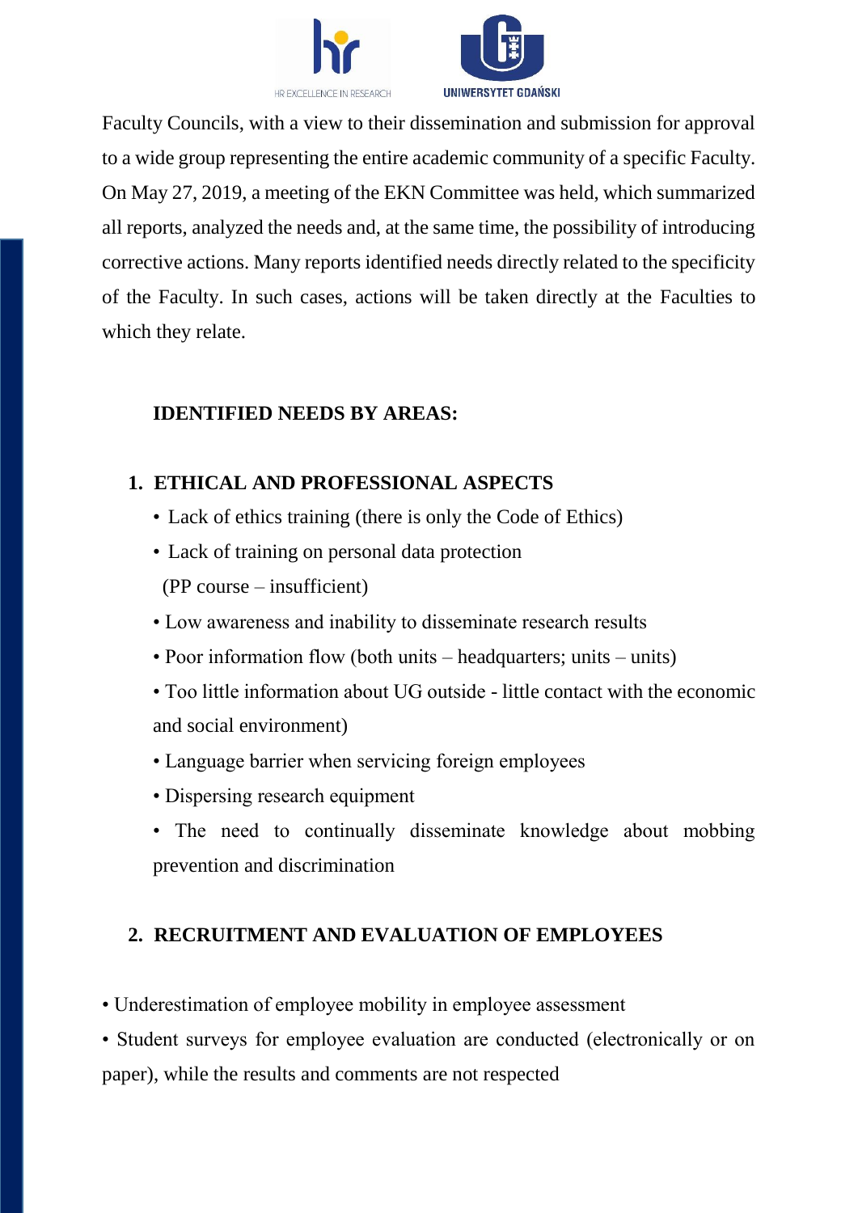Faculty Councils, with a view to their dissemination and submission for approval to a wide group representing the entire academic community of a specific Faculty. On May 27, 2019, a meeting of the EKN Committee was held, which summarized all reports, analyzed the needs and, at the same time, the possibility of introducing corrective actions. Many reports identified needs directly related to the specificity of the Faculty. In such cases, actions will be taken directly at the Faculties to which they relate.

**IDENTIFIED NEEDS BY AREAS:**

## 1. ETHICAL AND PROFESSIONAL ASPECTS

- Lack of ethics training (there is only the Code of Ethics)
- Lack of training on personal data protection (PP course – insufficient)
- Low awareness and inability to disseminate research results
- Poor information flow (both units – headquarters; units – units)
- Too little information about UG outside - little contact with the economic and social environment)
- Language barrier when servicing foreign employees
- Dispersing research equipment
- The need to continually disseminate knowledge about mobbing prevention and discrimination

## 2. RECRUITMENT AND EVALUATION OF EMPLOYEES

- Underestimation of employee mobility in employee assessment
- Student surveys for employee evaluation are conducted (electronically or on paper), while the results and comments are not respected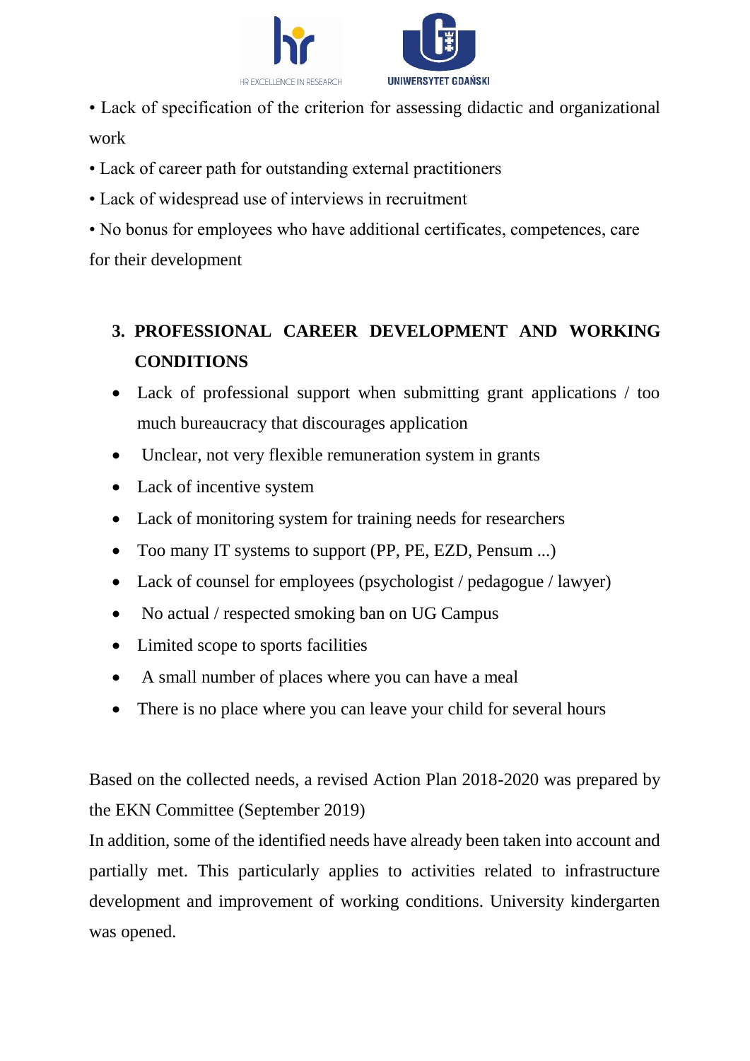- Lack of specification of the criterion for assessing didactic and organizational work
- Lack of career path for outstanding external practitioners
- Lack of widespread use of interviews in recruitment
- No bonus for employees who have additional certificates, competences, care for their development

## 3. PROFESSIONAL CAREER DEVELOPMENT AND WORKING CONDITIONS

- Lack of professional support when submitting grant applications / too much bureaucracy that discourages application
- Unclear, not very flexible remuneration system in grants
- Lack of incentive system
- Lack of monitoring system for training needs for researchers
- Too many IT systems to support (PP, PE, EZD, Pensum ...)
- Lack of counsel for employees (psychologist / pedagogue / lawyer)
- No actual / respected smoking ban on UG Campus
- Limited scope to sports facilities
- A small number of places where you can have a meal
- There is no place where you can leave your child for several hours

Based on the collected needs, a revised Action Plan 2018-2020 was prepared by the EKN Committee (September 2019)

In addition, some of the identified needs have already been taken into account and partially met. This particularly applies to activities related to infrastructure development and improvement of working conditions. University kindergarten was opened.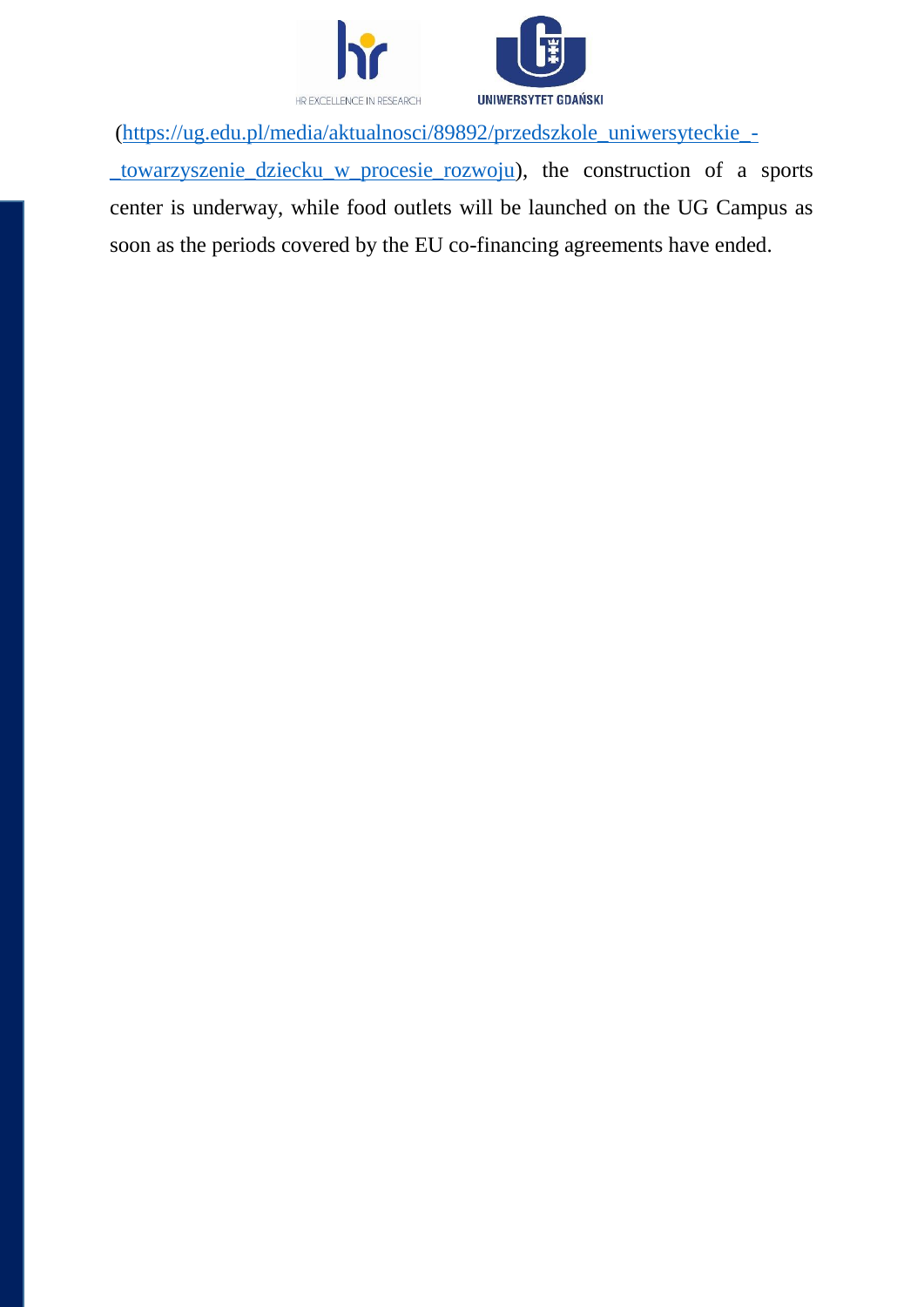(https://ug.edu.pl/media/aktualnosci/89892/przedszkole_uniwersyteckie_-_towarzyszenie_dziecku_w_procesie_rozwoju), the construction of a sports center is underway, while food outlets will be launched on the UG Campus as soon as the periods covered by the EU co-financing agreements have ended.